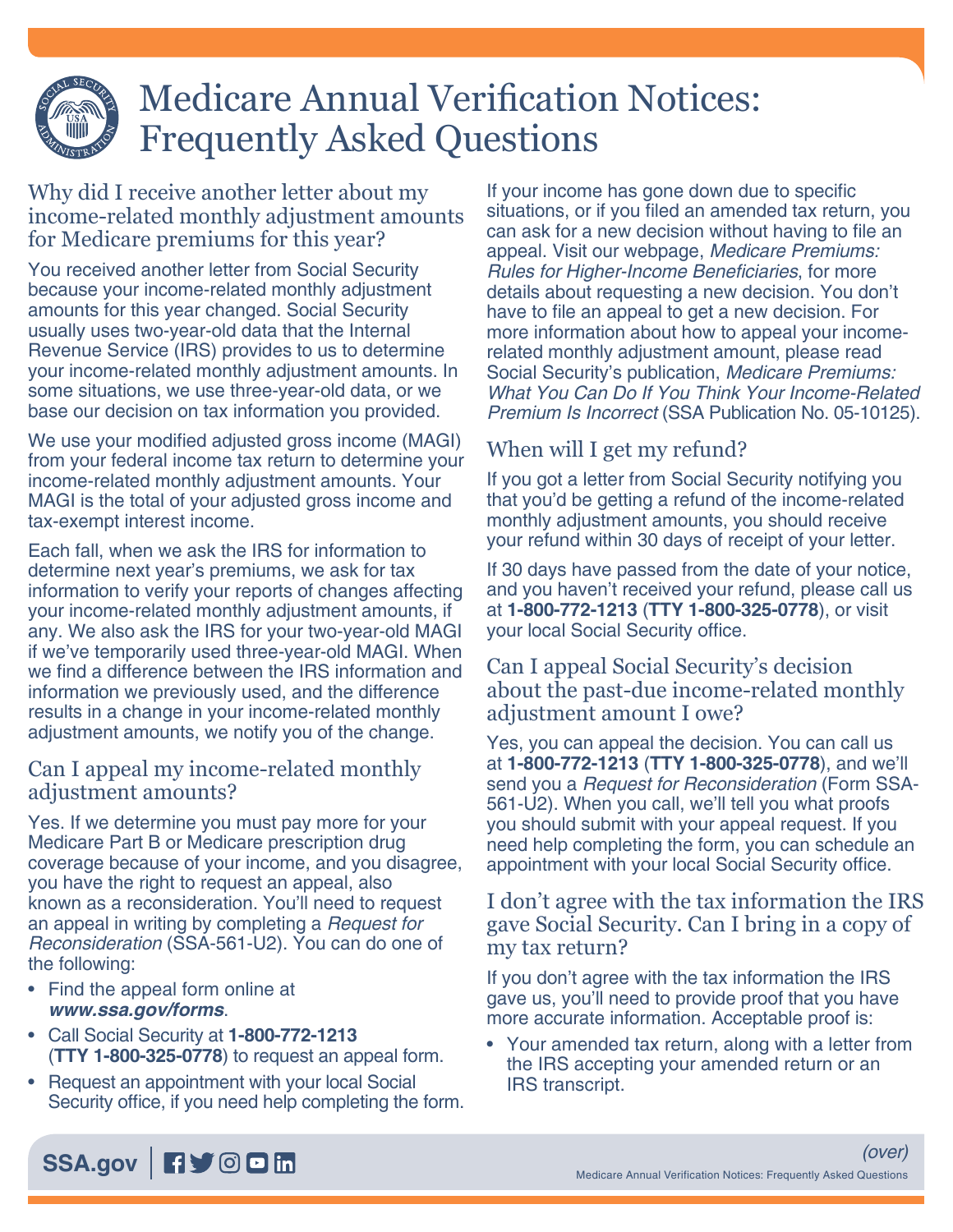# Medicare Annual Verification Notices: Frequently Asked Questions

## Why did I receive another letter about my income-related monthly adjustment amounts for Medicare premiums for this year?

You received another letter from Social Security because your income-related monthly adjustment amounts for this year changed. Social Security usually uses two-year-old data that the Internal Revenue Service (IRS) provides to us to determine your income-related monthly adjustment amounts. In some situations, we use three-year-old data, or we base our decision on tax information you provided.

We use your modified adjusted gross income (MAGI) from your federal income tax return to determine your income-related monthly adjustment amounts. Your MAGI is the total of your adjusted gross income and tax-exempt interest income.

Each fall, when we ask the IRS for information to determine next year's premiums, we ask for tax information to verify your reports of changes affecting your income-related monthly adjustment amounts, if any. We also ask the IRS for your two-year-old MAGI if we've temporarily used three-year-old MAGI. When we find a difference between the IRS information and information we previously used, and the difference results in a change in your income-related monthly adjustment amounts, we notify you of the change.

## Can I appeal my income-related monthly adjustment amounts?

Yes. If we determine you must pay more for your Medicare Part B or Medicare prescription drug coverage because of your income, and you disagree, you have the right to request an appeal, also known as a reconsideration. You'll need to request an appeal in writing by completing a *Request for Reconsideration* (SSA-561-U2). You can do one of the following:

- Find the appeal form online at ***www.ssa.gov/forms***.
- Call Social Security at **1-800-772-1213** (**TTY 1-800-325-0778**) to request an appeal form.
- Request an appointment with your local Social Security office, if you need help completing the form.

If your income has gone down due to specific situations, or if you filed an amended tax return, you can ask for a new decision without having to file an appeal. Visit our webpage, *Medicare Premiums: Rules for Higher-Income Beneficiaries*, for more details about requesting a new decision. You don't have to file an appeal to get a new decision. For more information about how to appeal your income-related monthly adjustment amount, please read Social Security's publication, *Medicare Premiums: What You Can Do If You Think Your Income-Related Premium Is Incorrect* (SSA Publication No. 05-10125).

## When will I get my refund?

If you got a letter from Social Security notifying you that you'd be getting a refund of the income-related monthly adjustment amounts, you should receive your refund within 30 days of receipt of your letter.

If 30 days have passed from the date of your notice, and you haven't received your refund, please call us at **1-800-772-1213** (**TTY 1-800-325-0778**), or visit your local Social Security office.

## Can I appeal Social Security's decision about the past-due income-related monthly adjustment amount I owe?

Yes, you can appeal the decision. You can call us at **1-800-772-1213** (**TTY 1-800-325-0778**), and we'll send you a *Request for Reconsideration* (Form SSA-561-U2). When you call, we'll tell you what proofs you should submit with your appeal request. If you need help completing the form, you can schedule an appointment with your local Social Security office.

## I don't agree with the tax information the IRS gave Social Security. Can I bring in a copy of my tax return?

If you don't agree with the tax information the IRS gave us, you'll need to provide proof that you have more accurate information. Acceptable proof is:

- Your amended tax return, along with a letter from the IRS accepting your amended return or an IRS transcript.

*(over)*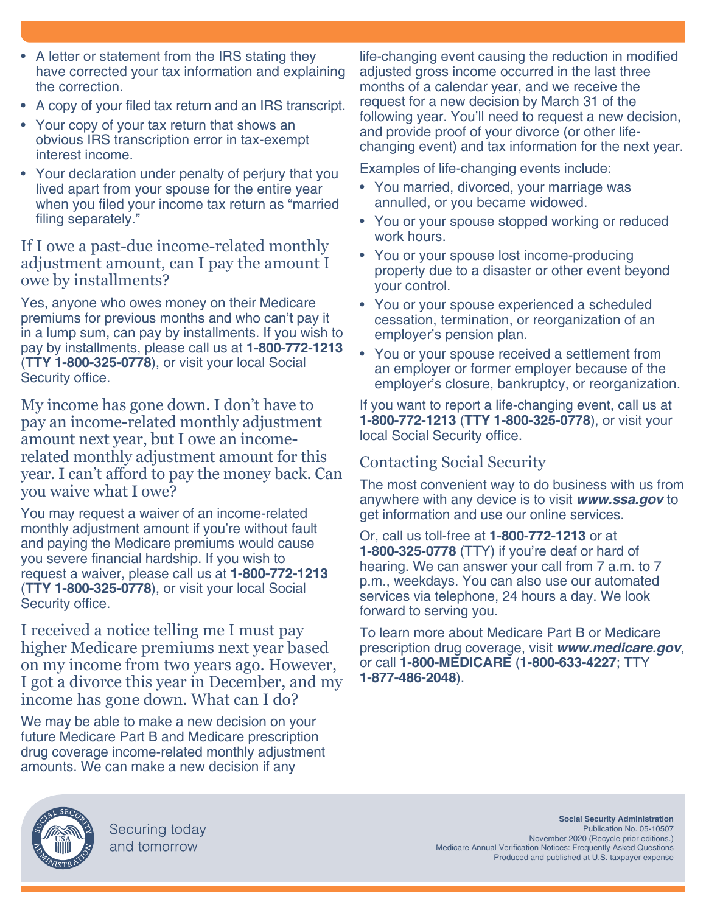- A letter or statement from the IRS stating they have corrected your tax information and explaining the correction.
- A copy of your filed tax return and an IRS transcript.
- Your copy of your tax return that shows an obvious IRS transcription error in tax-exempt interest income.
- Your declaration under penalty of perjury that you lived apart from your spouse for the entire year when you filed your income tax return as "married filing separately."

## If I owe a past-due income-related monthly adjustment amount, can I pay the amount I owe by installments?

Yes, anyone who owes money on their Medicare premiums for previous months and who can't pay it in a lump sum, can pay by installments. If you wish to pay by installments, please call us at **1-800-772-1213** (**TTY 1-800-325-0778**), or visit your local Social Security office.

## My income has gone down. I don't have to pay an income-related monthly adjustment amount next year, but I owe an income-related monthly adjustment amount for this year. I can't afford to pay the money back. Can you waive what I owe?

You may request a waiver of an income-related monthly adjustment amount if you're without fault and paying the Medicare premiums would cause you severe financial hardship. If you wish to request a waiver, please call us at **1-800-772-1213** (**TTY 1-800-325-0778**), or visit your local Social Security office.

## I received a notice telling me I must pay higher Medicare premiums next year based on my income from two years ago. However, I got a divorce this year in December, and my income has gone down. What can I do?

We may be able to make a new decision on your future Medicare Part B and Medicare prescription drug coverage income-related monthly adjustment amounts. We can make a new decision if any life-changing event causing the reduction in modified adjusted gross income occurred in the last three months of a calendar year, and we receive the request for a new decision by March 31 of the following year. You'll need to request a new decision, and provide proof of your divorce (or other life-changing event) and tax information for the next year.

Examples of life-changing events include:

- You married, divorced, your marriage was annulled, or you became widowed.
- You or your spouse stopped working or reduced work hours.
- You or your spouse lost income-producing property due to a disaster or other event beyond your control.
- You or your spouse experienced a scheduled cessation, termination, or reorganization of an employer's pension plan.
- You or your spouse received a settlement from an employer or former employer because of the employer's closure, bankruptcy, or reorganization.

If you want to report a life-changing event, call us at **1-800-772-1213** (**TTY 1-800-325-0778**), or visit your local Social Security office.

## Contacting Social Security

The most convenient way to do business with us from anywhere with any device is to visit ***www.ssa.gov*** to get information and use our online services.

Or, call us toll-free at **1-800-772-1213** or at **1-800-325-0778** (TTY) if you're deaf or hard of hearing. We can answer your call from 7 a.m. to 7 p.m., weekdays. You can also use our automated services via telephone, 24 hours a day. We look forward to serving you.

To learn more about Medicare Part B or Medicare prescription drug coverage, visit ***www.medicare.gov***, or call **1-800-MEDICARE** (**1-800-633-4227**; TTY **1-877-486-2048**).

Securing today and tomorrow

**Social Security Administration**
Publication No. 05-10507
November 2020 (Recycle prior editions.)
Medicare Annual Verification Notices: Frequently Asked Questions
Produced and published at U.S. taxpayer expense